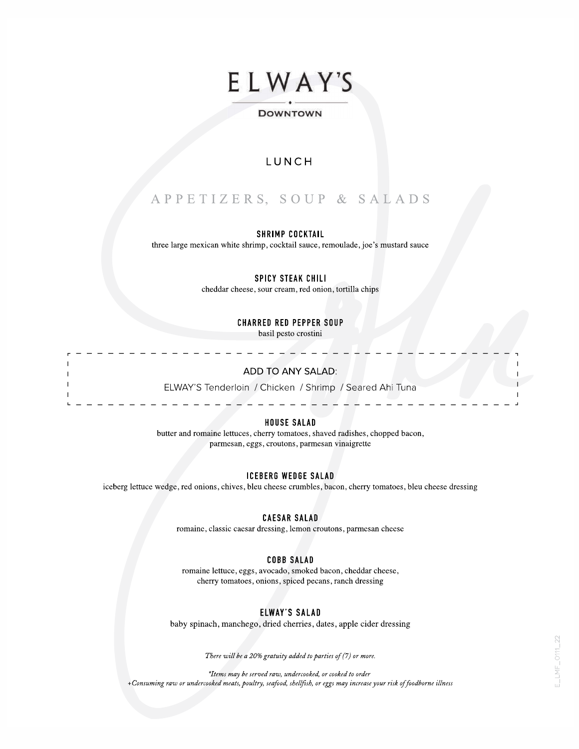# ELWAY'S

DOWNTOWN

## LUNCH

## APPETIZERS, SOUP & SALADS

### SHRIMP COCKTAIL
three large mexican white shrimp, cocktail sauce, remoulade, joe's mustard sauce

### SPICY STEAK CHILI
cheddar cheese, sour cream, red onion, tortilla chips

### CHARRED RED PEPPER SOUP
basil pesto crostini

---

ADD TO ANY SALAD:

ELWAY'S Tenderloin / Chicken / Shrimp / Seared Ahi Tuna

---

### HOUSE SALAD
butter and romaine lettuces, cherry tomatoes, shaved radishes, chopped bacon, parmesan, eggs, croutons, parmesan vinaigrette

### ICEBERG WEDGE SALAD
iceberg lettuce wedge, red onions, chives, bleu cheese crumbles, bacon, cherry tomatoes, bleu cheese dressing

### CAESAR SALAD
romaine, classic caesar dressing, lemon croutons, parmesan cheese

### COBB SALAD
romaine lettuce, eggs, avocado, smoked bacon, cheddar cheese, cherry tomatoes, onions, spiced pecans, ranch dressing

### ELWAY'S SALAD
baby spinach, manchego, dried cherries, dates, apple cider dressing

*There will be a 20% gratuity added to parties of (7) or more.*

*\*Items may be served raw, undercooked, or cooked to order*
*+Consuming raw or undercooked meats, poultry, seafood, shellfish, or eggs may increase your risk of foodborne illness*

E_LMF_0111_22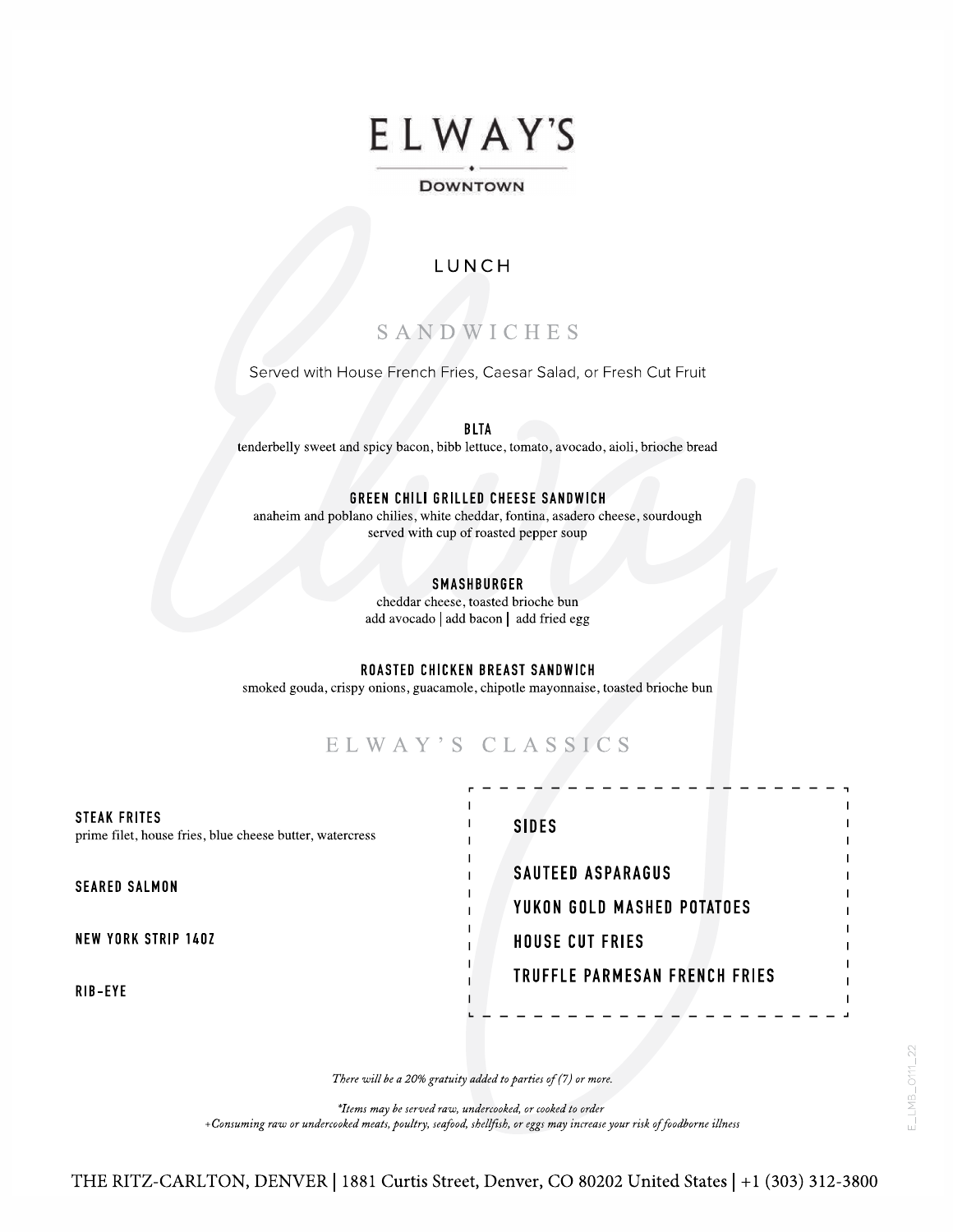# ELWAY'S

DOWNTOWN

## LUNCH

## SANDWICHES

Served with House French Fries, Caesar Salad, or Fresh Cut Fruit

**BLTA**
tenderbelly sweet and spicy bacon, bibb lettuce, tomato, avocado, aioli, brioche bread

**GREEN CHILI GRILLED CHEESE SANDWICH**
anaheim and poblano chilies, white cheddar, fontina, asadero cheese, sourdough
served with cup of roasted pepper soup

**SMASHBURGER**
cheddar cheese, toasted brioche bun
add avocado | add bacon | add fried egg

**ROASTED CHICKEN BREAST SANDWICH**
smoked gouda, crispy onions, guacamole, chipotle mayonnaise, toasted brioche bun

## ELWAY'S CLASSICS

**STEAK FRITES**
prime filet, house fries, blue cheese butter, watercress

**SEARED SALMON**

**NEW YORK STRIP 14OZ**

**RIB-EYE**

### SIDES

**SAUTEED ASPARAGUS**

**YUKON GOLD MASHED POTATOES**

**HOUSE CUT FRIES**

**TRUFFLE PARMESAN FRENCH FRIES**

*There will be a 20% gratuity added to parties of (7) or more.*

*\*Items may be served raw, undercooked, or cooked to order*
*+Consuming raw or undercooked meats, poultry, seafood, shellfish, or eggs may increase your risk of foodborne illness*

THE RITZ-CARLTON, DENVER | 1881 Curtis Street, Denver, CO 80202 United States | +1 (303) 312-3800

E_LMB_0111_22